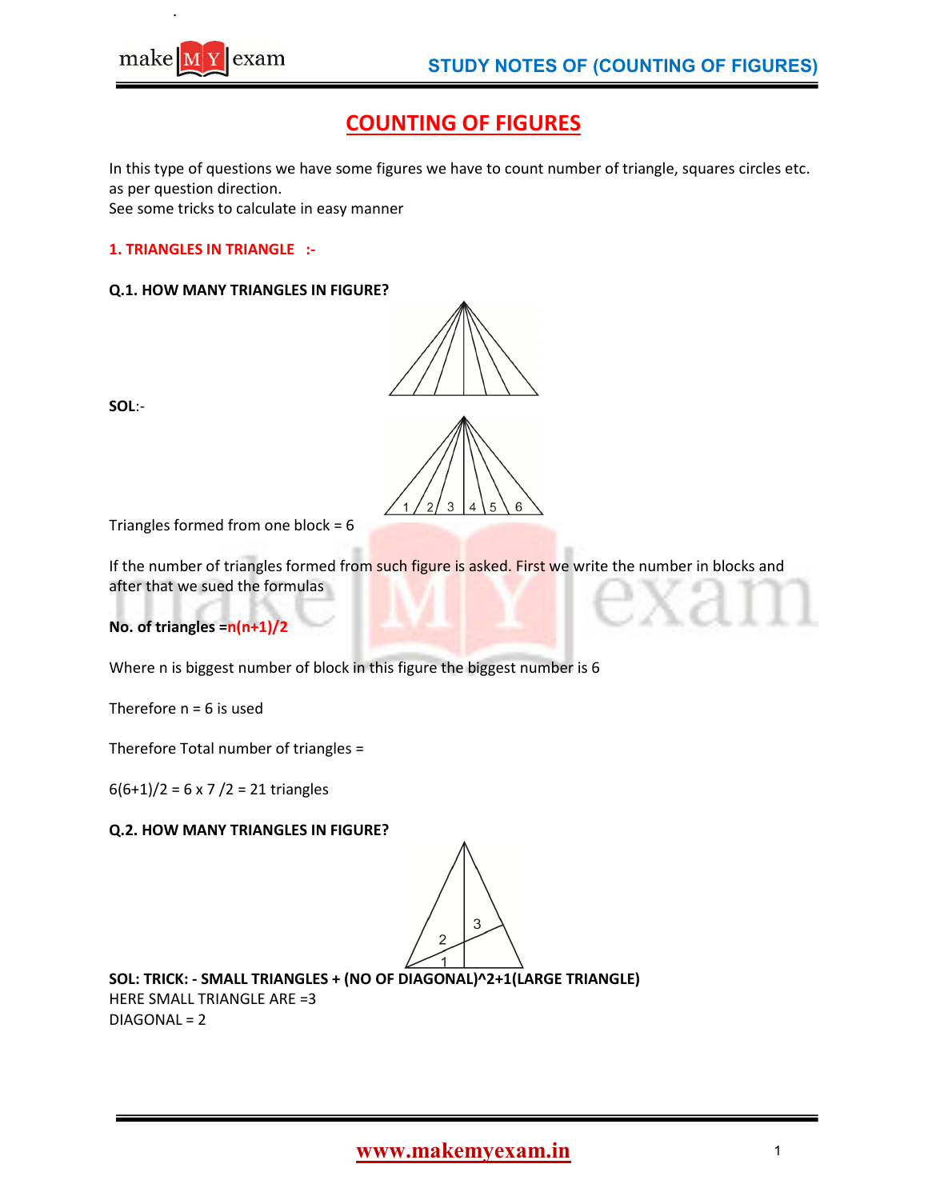# COUNTING OF FIGURES

In this type of questions we have some figures we have to count number of triangle, squares circles etc. as per question direction.
See some tricks to calculate in easy manner

## 1. TRIANGLES IN TRIANGLE :-

**Q.1. HOW MANY TRIANGLES IN FIGURE?**

**SOL**:-

Triangles formed from one block = 6

If the number of triangles formed from such figure is asked. First we write the number in blocks and after that we sued the formulas

**No. of triangles =** $n(n+1)/2$

Where n is biggest number of block in this figure the biggest number is 6

Therefore n = 6 is used

Therefore Total number of triangles =

$6(6+1)/2 = 6 \times 7 / 2 = 21$ triangles

**Q.2. HOW MANY TRIANGLES IN FIGURE?**

**SOL: TRICK: - SMALL TRIANGLES + (NO OF DIAGONAL)^2+1(LARGE TRIANGLE)**
HERE SMALL TRIANGLE ARE =3
DIAGONAL = 2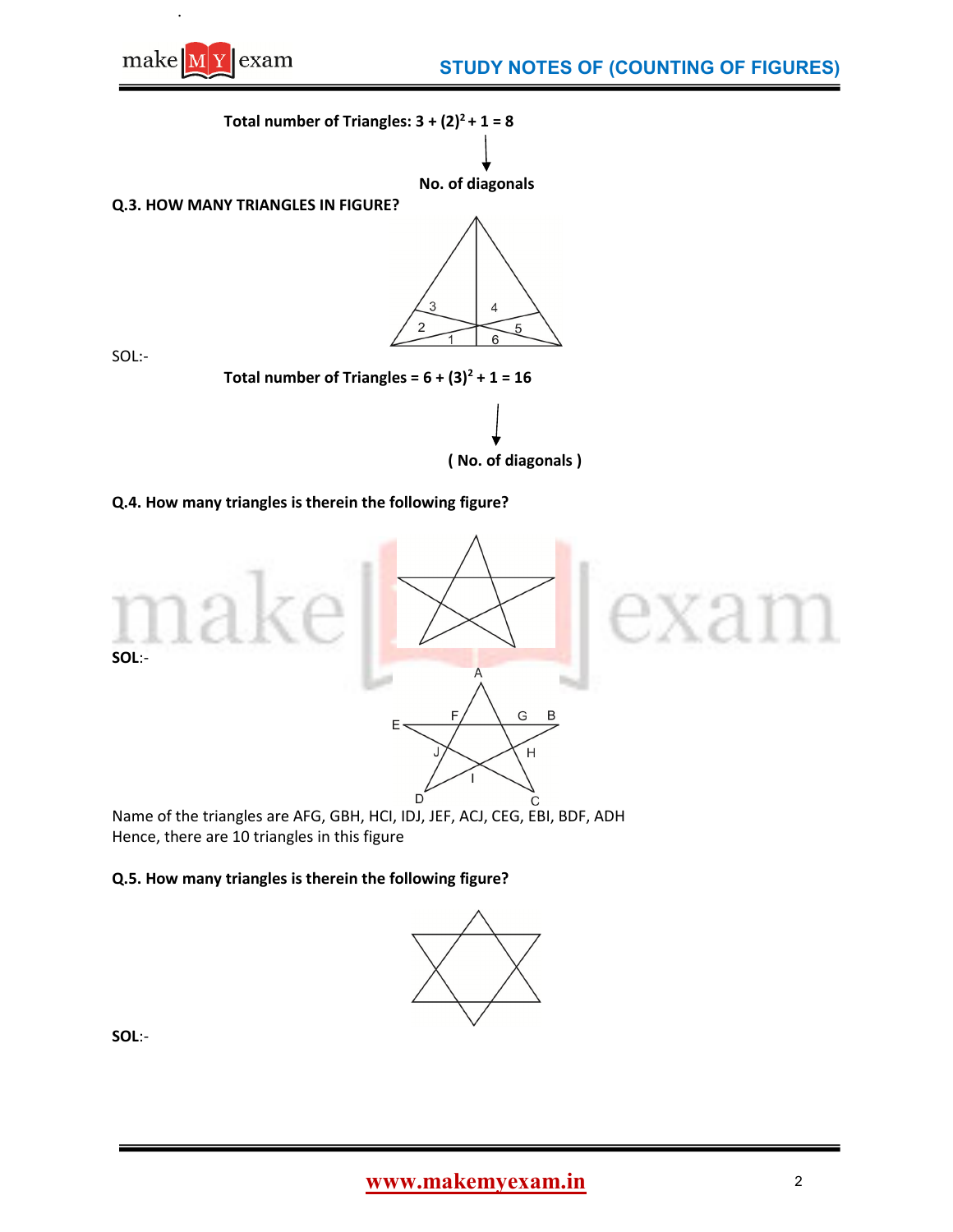**Total number of Triangles: 3 + $(2)^2$ + 1 = 8**

↓

**No. of diagonals**

**Q.3. HOW MANY TRIANGLES IN FIGURE?**

SOL:-

**Total number of Triangles = 6 + $(3)^2$ + 1 = 16**

↓

**( No. of diagonals )**

**Q.4. How many triangles is therein the following figure?**

**SOL**:-

Name of the triangles are AFG, GBH, HCI, IDJ, JEF, ACJ, CEG, EBI, BDF, ADH
Hence, there are 10 triangles in this figure

**Q.5. How many triangles is therein the following figure?**

**SOL**:-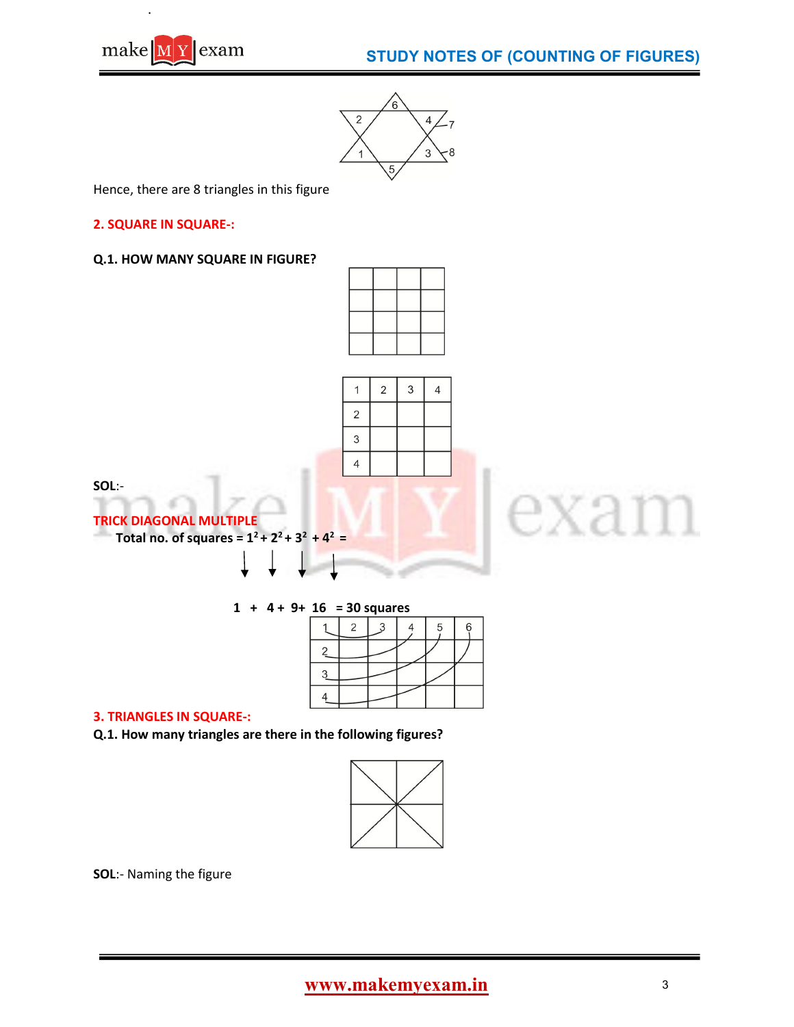Hence, there are 8 triangles in this figure

**2. SQUARE IN SQUARE-:**

**Q.1. HOW MANY SQUARE IN FIGURE?**

| 1 | 2 | 3 | 4 |
|---|---|---|---|
| 2 | | | |
| 3 | | | |
| 4 | | | |

**SOL**:-

**TRICK DIAGONAL MULTIPLE**

**Total no. of squares** = $1^2 + 2^2 + 3^2 + 4^2$ =

**1 + 4 + 9 + 16 = 30 squares**

| 1 | 2 | 3 | 4 | 5 | 6 |
|---|---|---|---|---|---|
| 2 | | | | | |
| 3 | | | | | |
| 4 | | | | | |

**3. TRIANGLES IN SQUARE-:**

**Q.1. How many triangles are there in the following figures?**

**SOL**:- Naming the figure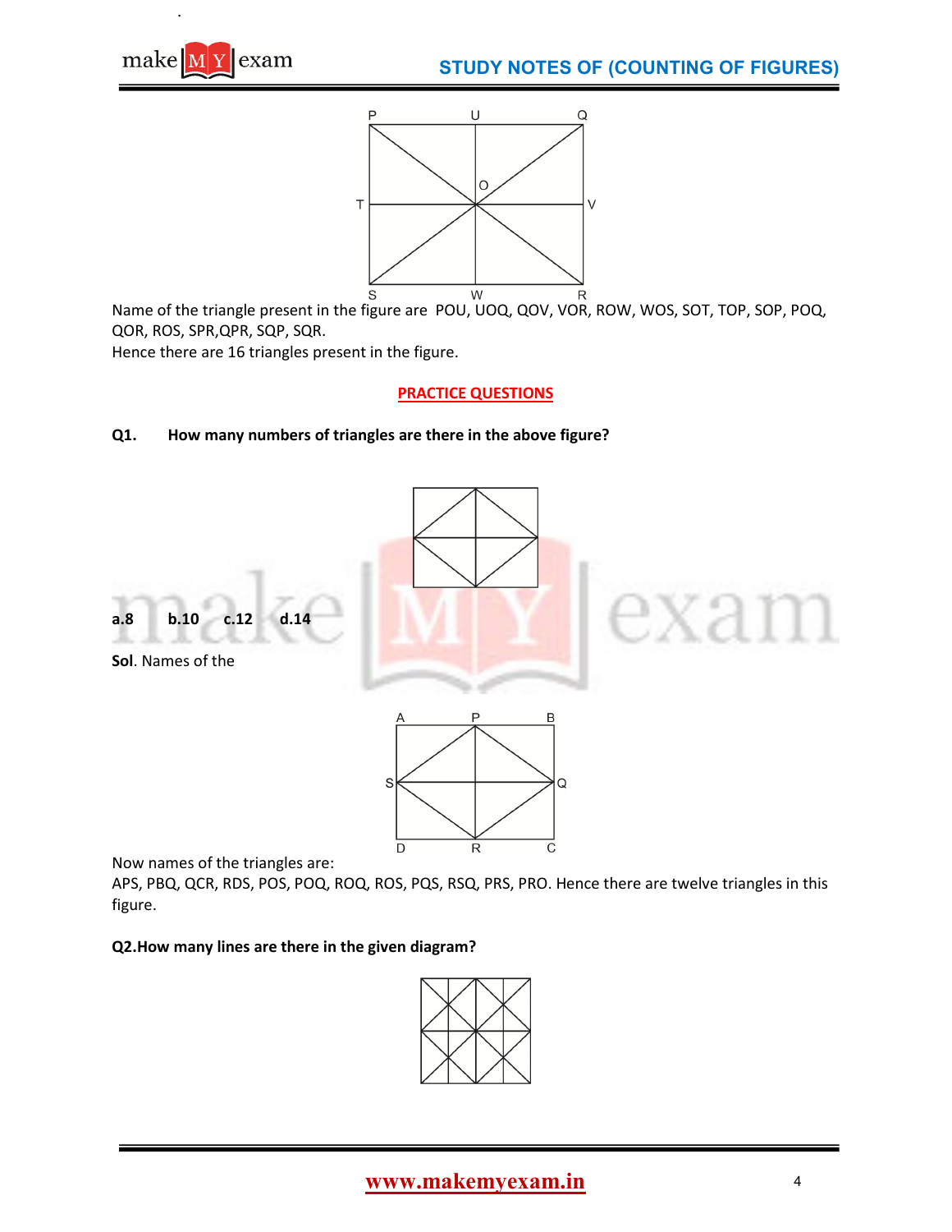Name of the triangle present in the figure are POU, UOQ, QOV, VOR, ROW, WOS, SOT, TOP, SOP, POQ, QOR, ROS, SPR,QPR, SQP, SQR.

Hence there are 16 triangles present in the figure.

## PRACTICE QUESTIONS

**Q1. How many numbers of triangles are there in the above figure?**

**a.8 b.10 c.12 d.14**

**Sol**. Names of the

Now names of the triangles are:

APS, PBQ, QCR, RDS, POS, POQ, ROQ, ROS, PQS, RSQ, PRS, PRO. Hence there are twelve triangles in this figure.

**Q2.How many lines are there in the given diagram?**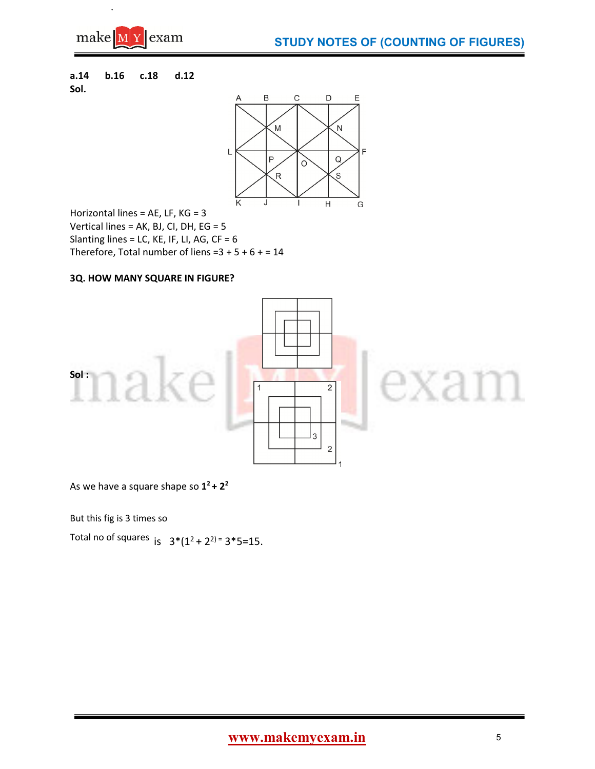**a.14 b.16 c.18 d.12**

**Sol.**

Horizontal lines = AE, LF, KG = 3

Vertical lines = AK, BJ, CI, DH, EG = 5

Slanting lines = LC, KE, IF, LI, AG, CF = 6

Therefore, Total number of liens =3 + 5 + 6 + = 14

**3Q. HOW MANY SQUARE IN FIGURE?**

**Sol :**

As we have a square shape so $\mathbf{1^2 + 2^2}$

But this fig is 3 times so

Total no of squares is $3*(1^2 + 2^2) = 3*5=15$.